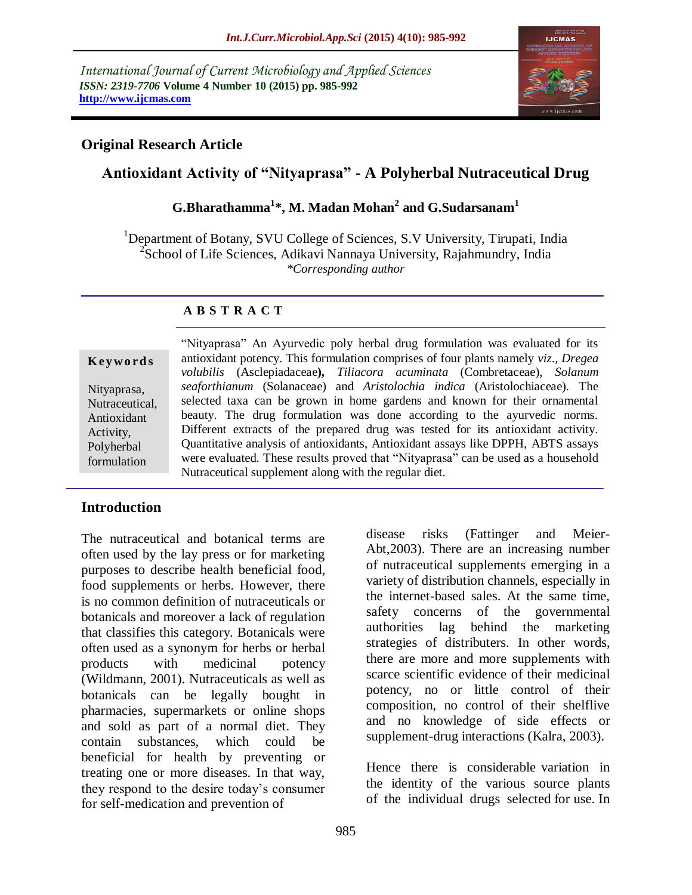International Journal of Current Microbiology and Applied Sciences
*ISSN: 2319-7706* **Volume 4 Number 10 (2015) pp. 985-992**
**http://www.ijcmas.com**

## Original Research Article

# Antioxidant Activity of "Nityaprasa" - A Polyherbal Nutraceutical Drug

**G.Bharathamma[1]\*, M. Madan Mohan[2] and G.Sudarsanam[1]**

[1]Department of Botany, SVU College of Sciences, S.V University, Tirupati, India
[2]School of Life Sciences, Adikavi Nannaya University, Rajahmundry, India
*\*Corresponding author*

**A B S T R A C T**

**Keywords**

Nityaprasa, Nutraceutical, Antioxidant Activity, Polyherbal formulation

"Nityaprasa" An Ayurvedic poly herbal drug formulation was evaluated for its antioxidant potency. This formulation comprises of four plants namely *viz*., *Dregea volubilis* (Asclepiadaceae**),** *Tiliacora acuminata* (Combretaceae), *Solanum seaforthianum* (Solanaceae) and *Aristolochia indica* (Aristolochiaceae). The selected taxa can be grown in home gardens and known for their ornamental beauty. The drug formulation was done according to the ayurvedic norms. Different extracts of the prepared drug was tested for its antioxidant activity. Quantitative analysis of antioxidants, Antioxidant assays like DPPH, ABTS assays were evaluated. These results proved that "Nityaprasa" can be used as a household Nutraceutical supplement along with the regular diet.

## Introduction

The nutraceutical and botanical terms are often used by the lay press or for marketing purposes to describe health beneficial food, food supplements or herbs. However, there is no common definition of nutraceuticals or botanicals and moreover a lack of regulation that classifies this category. Botanicals were often used as a synonym for herbs or herbal products with medicinal potency (Wildmann, 2001). Nutraceuticals as well as botanicals can be legally bought in pharmacies, supermarkets or online shops and sold as part of a normal diet. They contain substances, which could be beneficial for health by preventing or treating one or more diseases. In that way, they respond to the desire today's consumer for self-medication and prevention of disease risks (Fattinger and Meier-Abt,2003). There are an increasing number of nutraceutical supplements emerging in a variety of distribution channels, especially in the internet-based sales. At the same time, safety concerns of the governmental authorities lag behind the marketing strategies of distributers. In other words, there are more and more supplements with scarce scientific evidence of their medicinal potency, no or little control of their shelflive composition, no control of their shelflive and no knowledge of side effects or supplement-drug interactions (Kalra, 2003).

Hence there is considerable variation in the identity of the various source plants of the individual drugs selected for use. In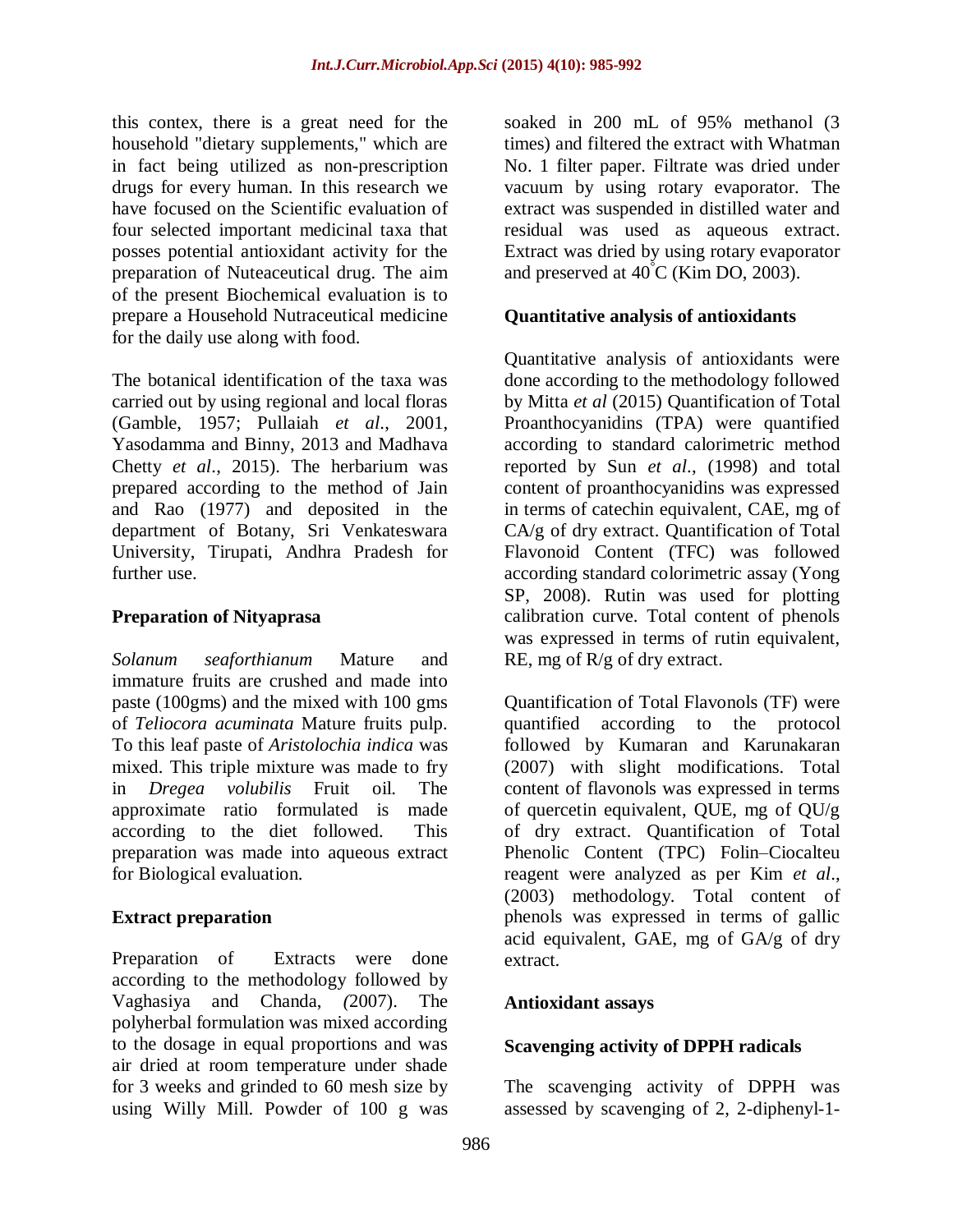this contex, there is a great need for the household "dietary supplements," which are in fact being utilized as non-prescription drugs for every human. In this research we have focused on the Scientific evaluation of four selected important medicinal taxa that posses potential antioxidant activity for the preparation of Nuteaceutical drug. The aim of the present Biochemical evaluation is to prepare a Household Nutraceutical medicine for the daily use along with food.

The botanical identification of the taxa was carried out by using regional and local floras (Gamble, 1957; Pullaiah *et al*., 2001, Yasodamma and Binny, 2013 and Madhava Chetty *et al*., 2015). The herbarium was prepared according to the method of Jain and Rao (1977) and deposited in the department of Botany, Sri Venkateswara University, Tirupati, Andhra Pradesh for further use.

## Preparation of Nityaprasa

*Solanum seaforthianum* Mature and immature fruits are crushed and made into paste (100gms) and the mixed with 100 gms of *Teliocora acuminata* Mature fruits pulp. To this leaf paste of *Aristolochia indica* was mixed. This triple mixture was made to fry in *Dregea volubilis* Fruit oil. The approximate ratio formulated is made according to the diet followed. This preparation was made into aqueous extract for Biological evaluation.

## Extract preparation

Preparation of Extracts were done according to the methodology followed by Vaghasiya and Chanda, *(*2007). The polyherbal formulation was mixed according to the dosage in equal proportions and was air dried at room temperature under shade for 3 weeks and grinded to 60 mesh size by using Willy Mill. Powder of 100 g was soaked in 200 mL of 95% methanol (3 times) and filtered the extract with Whatman No. 1 filter paper. Filtrate was dried under vacuum by using rotary evaporator. The extract was suspended in distilled water and residual was used as aqueous extract. Extract was dried by using rotary evaporator and preserved at $40^{\circ}$C (Kim DO, 2003).

## Quantitative analysis of antioxidants

Quantitative analysis of antioxidants were done according to the methodology followed by Mitta *et al* (2015) Quantification of Total Proanthocyanidins (TPA) were quantified according to standard calorimetric method reported by Sun *et al*., (1998) and total content of proanthocyanidins was expressed in terms of catechin equivalent, CAE, mg of CA/g of dry extract. Quantification of Total Flavonoid Content (TFC) was followed according standard colorimetric assay (Yong SP, 2008). Rutin was used for plotting calibration curve. Total content of phenols was expressed in terms of rutin equivalent, RE, mg of R/g of dry extract.

Quantification of Total Flavonols (TF) were quantified according to the protocol followed by Kumaran and Karunakaran (2007) with slight modifications. Total content of flavonols was expressed in terms of quercetin equivalent, QUE, mg of QU/g of dry extract. Quantification of Total Phenolic Content (TPC) Folin–Ciocalteu reagent were analyzed as per Kim *et al*., (2003) methodology. Total content of phenols was expressed in terms of gallic acid equivalent, GAE, mg of GA/g of dry extract.

## Antioxidant assays

## Scavenging activity of DPPH radicals

The scavenging activity of DPPH was assessed by scavenging of 2, 2-diphenyl-1-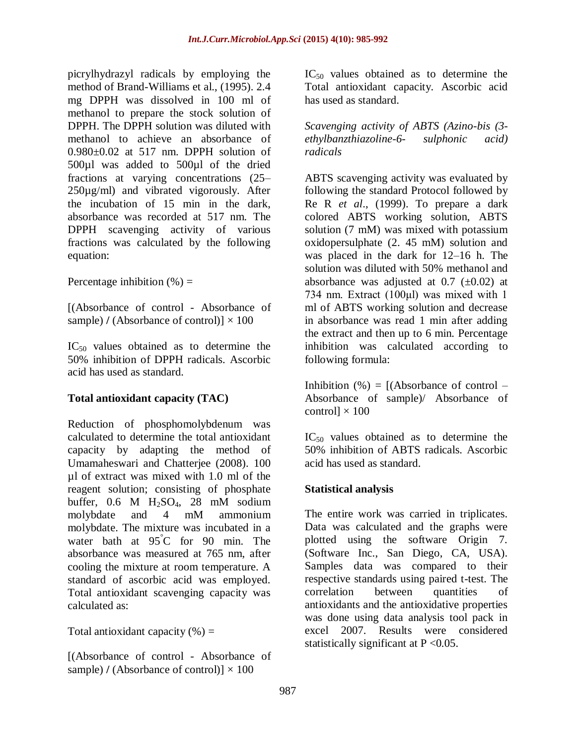picrylhydrazyl radicals by employing the method of Brand-Williams et al., (1995). 2.4 mg DPPH was dissolved in 100 ml of methanol to prepare the stock solution of DPPH. The DPPH solution was diluted with methanol to achieve an absorbance of 0.980±0.02 at 517 nm. DPPH solution of 500µl was added to 500µl of the dried fractions at varying concentrations (25–250µg/ml) and vibrated vigorously. After the incubation of 15 min in the dark, absorbance was recorded at 517 nm. The DPPH scavenging activity of various fractions was calculated by the following equation:

Percentage inhibition (%) =

[(Absorbance of control - Absorbance of sample) **/** (Absorbance of control)] × 100

$IC_{50}$ values obtained as to determine the 50% inhibition of DPPH radicals. Ascorbic acid has used as standard.

**Total antioxidant capacity (TAC)**

Reduction of phosphomolybdenum was calculated to determine the total antioxidant capacity by adapting the method of Umamaheswari and Chatterjee (2008). 100 µl of extract was mixed with 1.0 ml of the reagent solution; consisting of phosphate buffer, 0.6 M $H_2SO_4$, 28 mM sodium molybdate and 4 mM ammonium molybdate. The mixture was incubated in a water bath at 95°C for 90 min. The absorbance was measured at 765 nm, after cooling the mixture at room temperature. A standard of ascorbic acid was employed. Total antioxidant scavenging capacity was calculated as:

Total antioxidant capacity (%) =

[(Absorbance of control - Absorbance of sample) **/** (Absorbance of control)] × 100

$IC_{50}$ values obtained as to determine the Total antioxidant capacity. Ascorbic acid has used as standard.

*Scavenging activity of ABTS (Azino-bis (3-ethylbanzthiazoline-6- sulphonic acid) radicals*

ABTS scavenging activity was evaluated by following the standard Protocol followed by Re R *et al*., (1999). To prepare a dark colored ABTS working solution, ABTS solution (7 mM) was mixed with potassium oxidopersulphate (2. 45 mM) solution and was placed in the dark for 12–16 h. The solution was diluted with 50% methanol and absorbance was adjusted at 0.7 (±0.02) at 734 nm. Extract (100µl) was mixed with 1 ml of ABTS working solution and decrease in absorbance was read 1 min after adding the extract and then up to 6 min. Percentage inhibition was calculated according to following formula:

Inhibition (%) = [(Absorbance of control – Absorbance of sample)/ Absorbance of control] × 100

$IC_{50}$ values obtained as to determine the 50% inhibition of ABTS radicals. Ascorbic acid has used as standard.

**Statistical analysis**

The entire work was carried in triplicates. Data was calculated and the graphs were plotted using the software Origin 7. (Software Inc., San Diego, CA, USA). Samples data was compared to their respective standards using paired t-test. The correlation between quantities of antioxidants and the antioxidative properties was done using data analysis tool pack in excel 2007. Results were considered statistically significant at $P < 0.05$.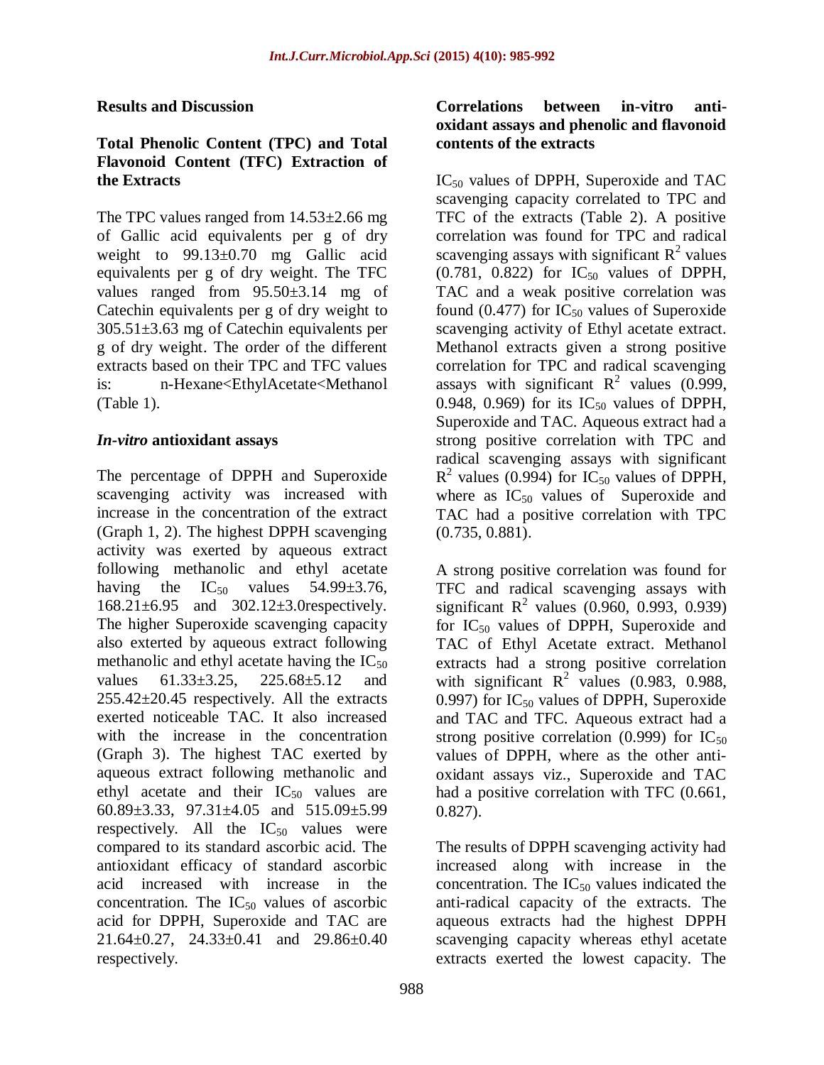## Results and Discussion

### Total Phenolic Content (TPC) and Total Flavonoid Content (TFC) Extraction of the Extracts

The TPC values ranged from 14.53±2.66 mg of Gallic acid equivalents per g of dry weight to 99.13±0.70 mg Gallic acid equivalents per g of dry weight. The TFC values ranged from 95.50±3.14 mg of Catechin equivalents per g of dry weight to 305.51±3.63 mg of Catechin equivalents per g of dry weight. The order of the different extracts based on their TPC and TFC values is: n-Hexane<EthylAcetate<Methanol (Table 1).

### *In-vitro* antioxidant assays

The percentage of DPPH and Superoxide scavenging activity was increased with increase in the concentration of the extract (Graph 1, 2). The highest DPPH scavenging activity was exerted by aqueous extract following methanolic and ethyl acetate having the $IC_{50}$ values 54.99±3.76, 168.21±6.95 and 302.12±3.0respectively. The higher Superoxide scavenging capacity also exterted by aqueous extract following methanolic and ethyl acetate having the $IC_{50}$ values 61.33±3.25, 225.68±5.12 and 255.42±20.45 respectively. All the extracts exerted noticeable TAC. It also increased with the increase in the concentration (Graph 3). The highest TAC exerted by aqueous extract following methanolic and ethyl acetate and their $IC_{50}$ values are 60.89±3.33, 97.31±4.05 and 515.09±5.99 respectively. All the $IC_{50}$ values were compared to its standard ascorbic acid. The antioxidant efficacy of standard ascorbic acid increased with increase in the concentration. The $IC_{50}$ values of ascorbic acid for DPPH, Superoxide and TAC are 21.64±0.27, 24.33±0.41 and 29.86±0.40 respectively.

### Correlations between in-vitro anti-oxidant assays and phenolic and flavonoid contents of the extracts

$IC_{50}$ values of DPPH, Superoxide and TAC scavenging capacity correlated to TPC and TFC of the extracts (Table 2). A positive correlation was found for TPC and radical scavenging assays with significant $R^2$ values (0.781, 0.822) for $IC_{50}$ values of DPPH, TAC and a weak positive correlation was found (0.477) for $IC_{50}$ values of Superoxide scavenging activity of Ethyl acetate extract. Methanol extracts given a strong positive correlation for TPC and radical scavenging assays with significant $R^2$ values (0.999, 0.948, 0.969) for its $IC_{50}$ values of DPPH, Superoxide and TAC. Aqueous extract had a strong positive correlation with TPC and radical scavenging assays with significant $R^2$ values (0.994) for $IC_{50}$ values of DPPH, where as $IC_{50}$ values of Superoxide and TAC had a positive correlation with TPC (0.735, 0.881).

A strong positive correlation was found for TFC and radical scavenging assays with significant $R^2$ values (0.960, 0.993, 0.939) for $IC_{50}$ values of DPPH, Superoxide and TAC of Ethyl Acetate extract. Methanol extracts had a strong positive correlation with significant $R^2$ values (0.983, 0.988, 0.997) for $IC_{50}$ values of DPPH, Superoxide and TAC and TFC. Aqueous extract had a strong positive correlation (0.999) for $IC_{50}$ values of DPPH, where as the other anti-oxidant assays viz., Superoxide and TAC had a positive correlation with TFC (0.661, 0.827).

The results of DPPH scavenging activity had increased along with increase in the concentration. The $IC_{50}$ values indicated the anti-radical capacity of the extracts. The aqueous extracts had the highest DPPH scavenging capacity whereas ethyl acetate extracts exerted the lowest capacity. The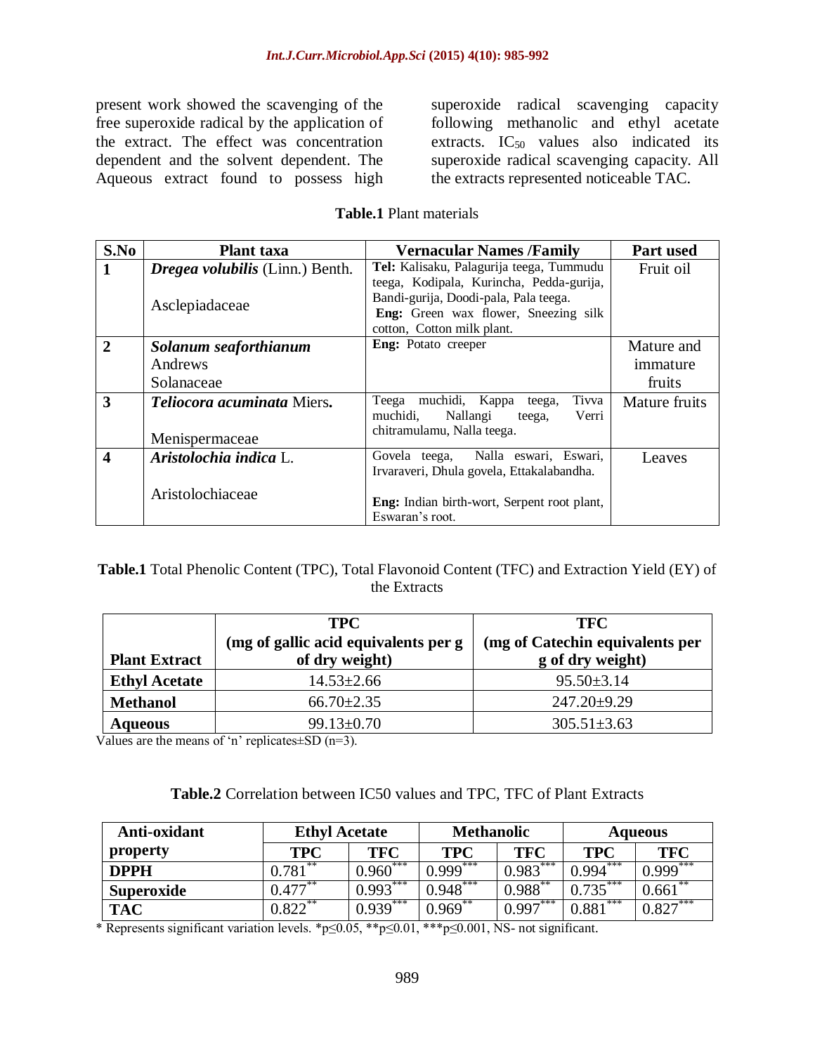present work showed the scavenging of the free superoxide radical by the application of the extract. The effect was concentration dependent and the solvent dependent. The Aqueous extract found to possess high superoxide radical scavenging capacity following methanolic and ethyl acetate extracts. $IC_{50}$ values also indicated its superoxide radical scavenging capacity. All the extracts represented noticeable TAC.

**Table.1** Plant materials

| S.No | Plant taxa | Vernacular Names /Family | Part used |
|---|---|---|---|
| **1** | ***Dregea volubilis*** **(Linn.) Benth.** Asclepiadaceae | **Tel:** Kalisaku, Palagurija teega, Tummudu teega, Kodipala, Kurincha, Pedda-gurija, Bandi-gurija, Doodi-pala, Pala teega. **Eng:** Green wax flower, Sneezing silk cotton, Cotton milk plant. | Fruit oil |
| **2** | ***Solanum seaforthianum*** Andrews Solanaceae | **Eng:** Potato creeper | Mature and immature fruits |
| **3** | ***Teliocora acuminata*** **Miers.** Menispermaceae | Teega muchidi, Kappa teega, Tivva muchidi, Nallangi teega, Verri chitramulamu, Nalla teega. | Mature fruits |
| **4** | ***Aristolochia indica*** **L.** Aristolochiaceae | Govela teega, Nalla eswari, Eswari, Irvaraveri, Dhula govela, Ettakalabandha. **Eng:** Indian birth-wort, Serpent root plant, Eswaran's root. | Leaves |

**Table.1** Total Phenolic Content (TPC), Total Flavonoid Content (TFC) and Extraction Yield (EY) of the Extracts

| Plant Extract | TPC (mg of gallic acid equivalents per g of dry weight) | TFC (mg of Catechin equivalents per g of dry weight) |
|---|---|---|
| **Ethyl Acetate** | 14.53±2.66 | 95.50±3.14 |
| **Methanol** | 66.70±2.35 | 247.20±9.29 |
| **Aqueous** | 99.13±0.70 | 305.51±3.63 |

Values are the means of 'n' replicates±SD (n=3).

**Table.2** Correlation between IC50 values and TPC, TFC of Plant Extracts

| Anti-oxidant property | Ethyl Acetate | | Methanolic | | Aqueous | |
|---|---|---|---|---|---|---|
| | TPC | TFC | TPC | TFC | TPC | TFC |
| **DPPH** | 0.781** | 0.960*** | 0.999*** | 0.983*** | 0.994*** | 0.999*** |
| **Superoxide** | 0.477** | 0.993*** | 0.948*** | 0.988** | 0.735*** | 0.661** |
| **TAC** | 0.822** | 0.939*** | 0.969** | 0.997*** | 0.881*** | 0.827*** |

\* Represents significant variation levels. $*p \leq 0.05$, $**p \leq 0.01$, $***p \leq 0.001$, NS- not significant.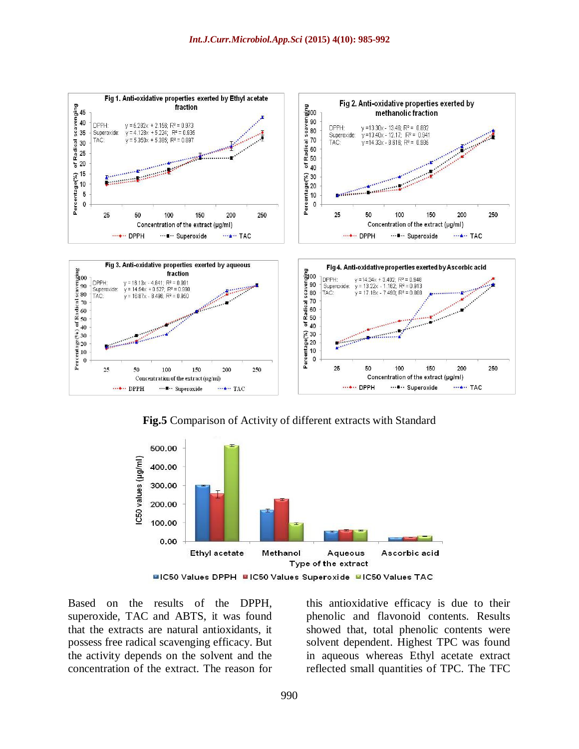Fig 1. Anti-oxidative properties exerted by Ethyl acetate fraction

DPPH: $y = 5.282x + 2.156$; $R^2 = 0.973$
Superoxide: $y = 4.128x + 5.224$; $R^2 = 0.835$
TAC: $y = 5.350x + 5.395$; $R^2 = 0.897$

Fig 2. Anti-oxidative properties exerted by methanolic fraction

DPPH: $y = 13.30x - 13.46$; $R^2 = 0.882$
Superoxide: $y = 13.40x - 12.17$; $R^2 = 0.941$
TAC: $y = 14.33x - 0.616$; $R^2 = 0.986$

Fig 3. Anti-oxidative properties exerted by aqueous fraction

DPPH: $y = 16.13x - 4.841$; $R^2 = 0.981$
Superoxide: $y = 14.54x + 0.527$; $R^2 = 0.990$
TAC: $y = 16.87x - 8.490$; $R^2 = 0.960$

Fig 4. Anti-oxidative properties exerted by Ascorbic acid

DPPH: $y = 14.34x + 3.402$; $R^2 = 0.948$
Superoxide: $y = 13.22x - 1.102$; $R^2 = 0.913$
TAC: $y = 17.16x - 7.490$; $R^2 = 0.888$

**Fig.5** Comparison of Activity of different extracts with Standard

Based on the results of the DPPH, superoxide, TAC and ABTS, it was found that the extracts are natural antioxidants, it possess free radical scavenging efficacy. But the activity depends on the solvent and the concentration of the extract. The reason for this antioxidative efficacy is due to their phenolic and flavonoid contents. Results showed that, total phenolic contents were solvent dependent. Highest TPC was found in aqueous whereas Ethyl acetate extract reflected small quantities of TPC. The TFC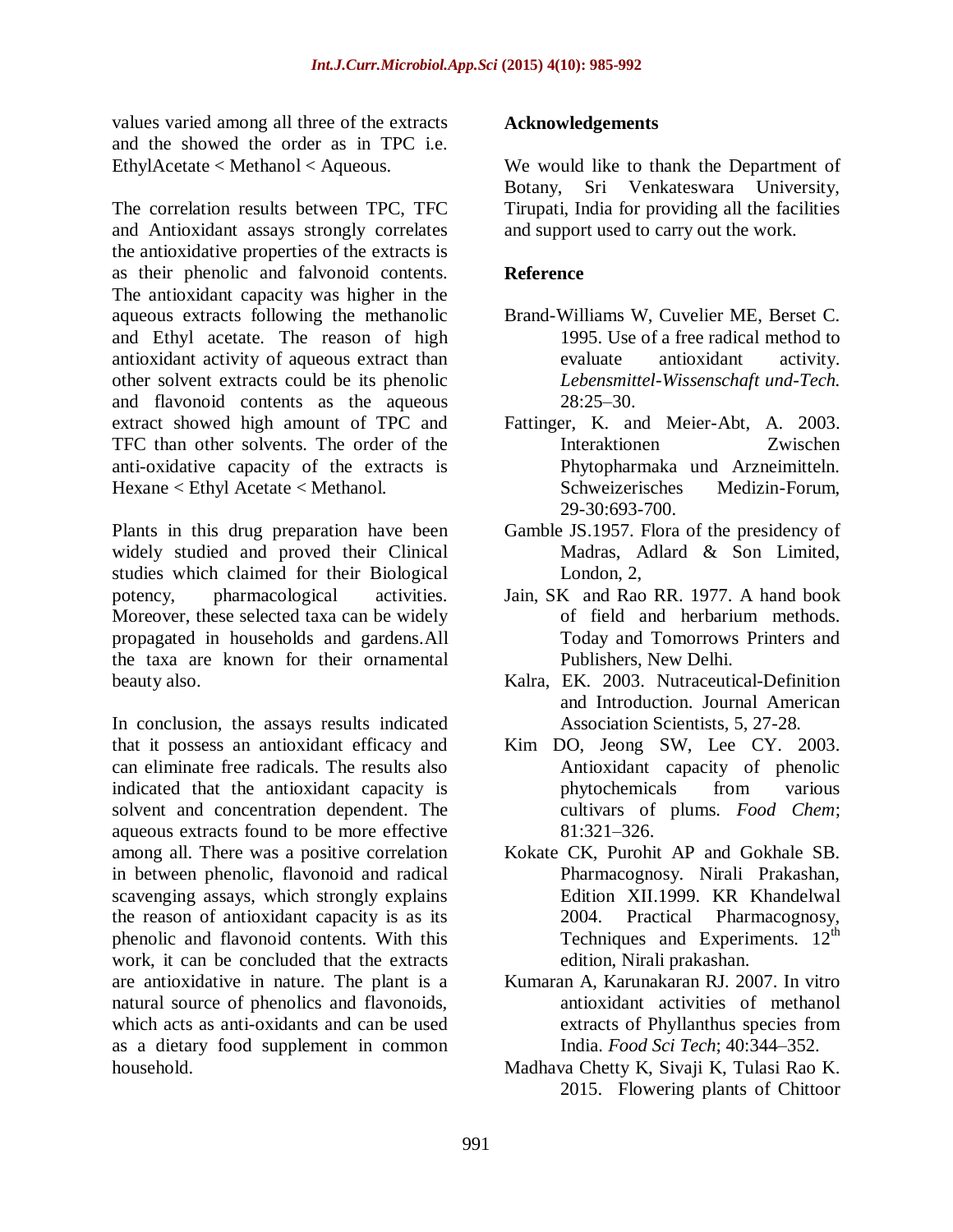values varied among all three of the extracts and the showed the order as in TPC i.e. EthylAcetate < Methanol < Aqueous.

The correlation results between TPC, TFC and Antioxidant assays strongly correlates the antioxidative properties of the extracts is as their phenolic and falvonoid contents. The antioxidant capacity was higher in the aqueous extracts following the methanolic and Ethyl acetate. The reason of high antioxidant activity of aqueous extract than other solvent extracts could be its phenolic and flavonoid contents as the aqueous extract showed high amount of TPC and TFC than other solvents. The order of the anti-oxidative capacity of the extracts is Hexane < Ethyl Acetate < Methanol.

Plants in this drug preparation have been widely studied and proved their Clinical studies which claimed for their Biological potency, pharmacological activities. Moreover, these selected taxa can be widely propagated in households and gardens.All the taxa are known for their ornamental beauty also.

In conclusion, the assays results indicated that it possess an antioxidant efficacy and can eliminate free radicals. The results also indicated that the antioxidant capacity is solvent and concentration dependent. The aqueous extracts found to be more effective among all. There was a positive correlation in between phenolic, flavonoid and radical scavenging assays, which strongly explains the reason of antioxidant capacity is as its phenolic and flavonoid contents. With this work, it can be concluded that the extracts are antioxidative in nature. The plant is a natural source of phenolics and flavonoids, which acts as anti-oxidants and can be used as a dietary food supplement in common household.

## Acknowledgements

We would like to thank the Department of Botany, Sri Venkateswara University, Tirupati, India for providing all the facilities and support used to carry out the work.

## Reference

Brand-Williams W, Cuvelier ME, Berset C. 1995. Use of a free radical method to evaluate antioxidant activity. *Lebensmittel-Wissenschaft und-Tech.* 28:25–30.

Fattinger, K. and Meier-Abt, A. 2003. Interaktionen Zwischen Phytopharmaka und Arzneimitteln. Schweizerisches Medizin-Forum, 29-30:693-700.

Gamble JS.1957. Flora of the presidency of Madras, Adlard & Son Limited, London, 2,

Jain, SK and Rao RR. 1977. A hand book of field and herbarium methods. Today and Tomorrows Printers and Publishers, New Delhi.

Kalra, EK. 2003. Nutraceutical-Definition and Introduction. Journal American Association Scientists, 5, 27-28.

Kim DO, Jeong SW, Lee CY. 2003. Antioxidant capacity of phenolic phytochemicals from various cultivars of plums. *Food Chem*; 81:321–326.

Kokate CK, Purohit AP and Gokhale SB. Pharmacognosy. Nirali Prakashan, Edition XII.1999. KR Khandelwal 2004. Practical Pharmacognosy, Techniques and Experiments. 12th edition, Nirali prakashan.

Kumaran A, Karunakaran RJ. 2007. In vitro antioxidant activities of methanol extracts of Phyllanthus species from India. *Food Sci Tech*; 40:344–352.

Madhava Chetty K, Sivaji K, Tulasi Rao K. 2015. Flowering plants of Chittoor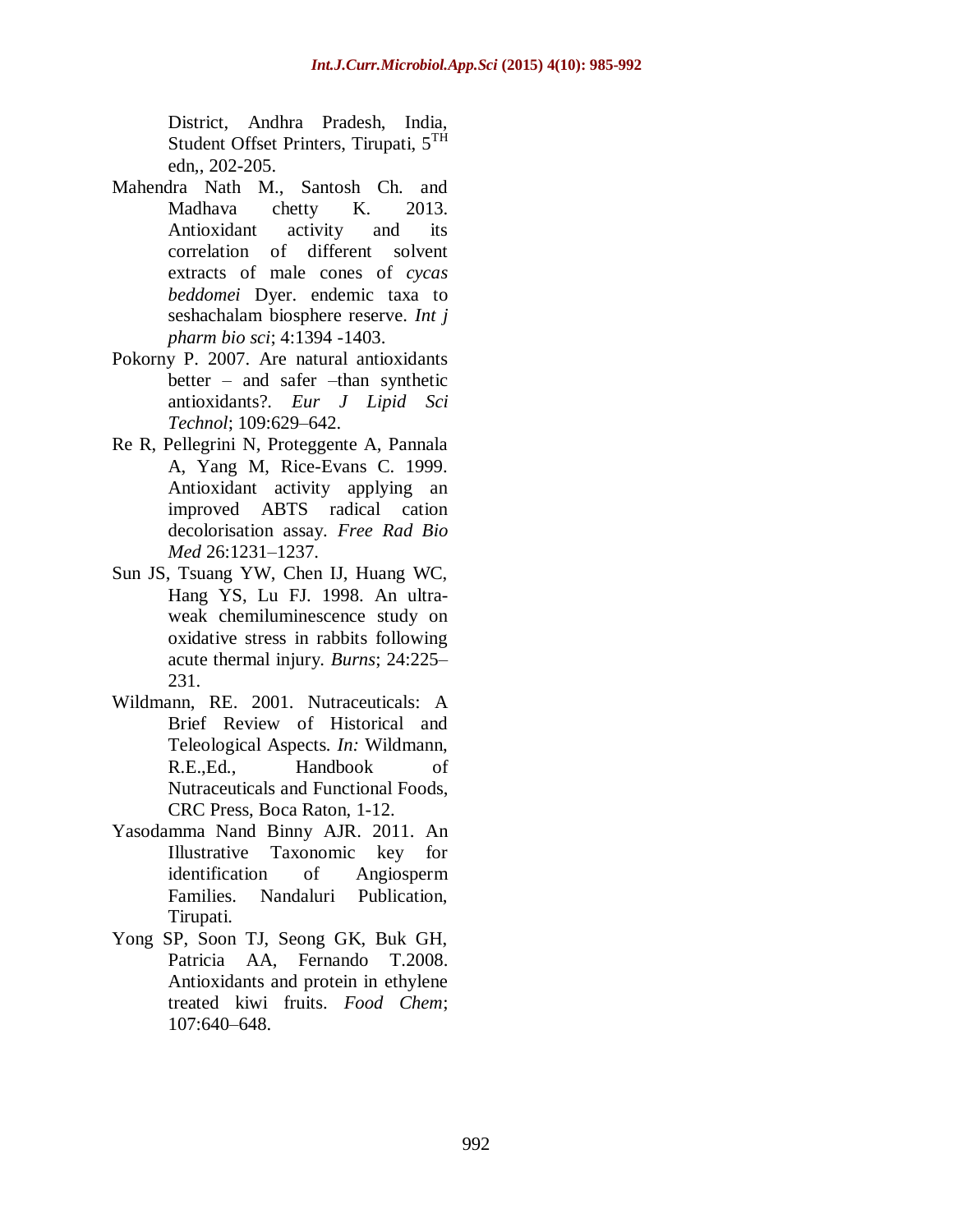District, Andhra Pradesh, India, Student Offset Printers, Tirupati, 5$^{TH}$ edn,, 202-205.

Mahendra Nath M., Santosh Ch. and Madhava chetty K. 2013. Antioxidant activity and its correlation of different solvent extracts of male cones of *cycas beddomei* Dyer. endemic taxa to seshachalam biosphere reserve. *Int j pharm bio sci*; 4:1394 -1403.

Pokorny P. 2007. Are natural antioxidants better – and safer –than synthetic antioxidants?. *Eur J Lipid Sci Technol*; 109:629–642.

Re R, Pellegrini N, Proteggente A, Pannala A, Yang M, Rice-Evans C. 1999. Antioxidant activity applying an improved ABTS radical cation decolorisation assay. *Free Rad Bio Med* 26:1231–1237.

Sun JS, Tsuang YW, Chen IJ, Huang WC, Hang YS, Lu FJ. 1998. An ultra-weak chemiluminescence study on oxidative stress in rabbits following acute thermal injury. *Burns*; 24:225–231.

Wildmann, RE. 2001. Nutraceuticals: A Brief Review of Historical and Teleological Aspects. *In:* Wildmann, R.E.,Ed., Handbook of Nutraceuticals and Functional Foods, CRC Press, Boca Raton, 1-12.

Yasodamma Nand Binny AJR. 2011. An Illustrative Taxonomic key for identification of Angiosperm Families. Nandaluri Publication, Tirupati.

Yong SP, Soon TJ, Seong GK, Buk GH, Patricia AA, Fernando T.2008. Antioxidants and protein in ethylene treated kiwi fruits. *Food Chem*; 107:640–648.